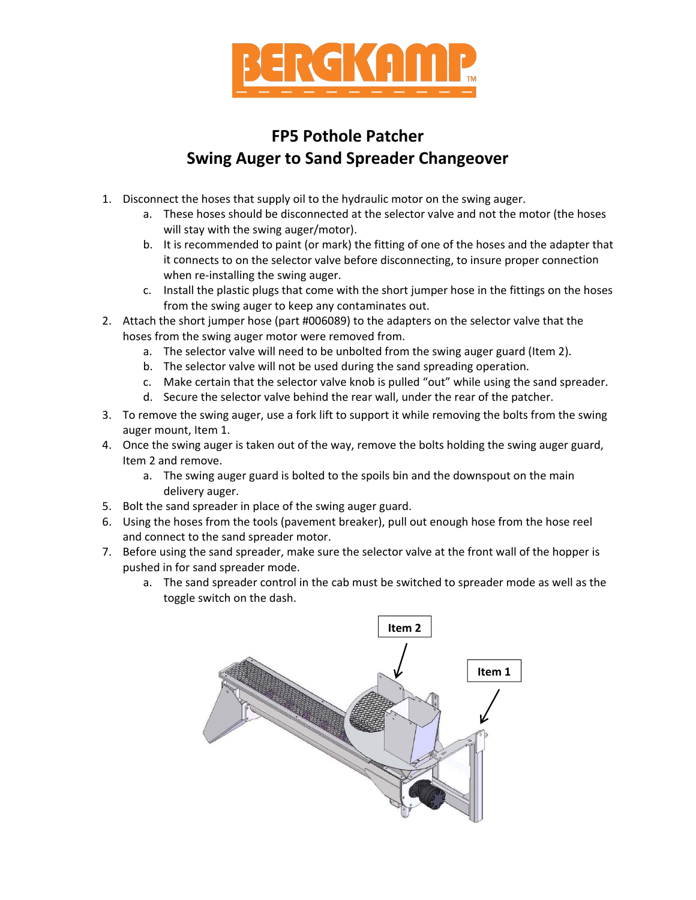# BERGKAMP

## FP5 Pothole Patcher
## Swing Auger to Sand Spreader Changeover

1. Disconnect the hoses that supply oil to the hydraulic motor on the swing auger.
    a. These hoses should be disconnected at the selector valve and not the motor (the hoses will stay with the swing auger/motor).
    b. It is recommended to paint (or mark) the fitting of one of the hoses and the adapter that it connects to on the selector valve before disconnecting, to insure proper connection when re-installing the swing auger.
    c. Install the plastic plugs that come with the short jumper hose in the fittings on the hoses from the swing auger to keep any contaminates out.
2. Attach the short jumper hose (part #006089) to the adapters on the selector valve that the hoses from the swing auger motor were removed from.
    a. The selector valve will need to be unbolted from the swing auger guard (Item 2).
    b. The selector valve will not be used during the sand spreading operation.
    c. Make certain that the selector valve knob is pulled "out" while using the sand spreader.
    d. Secure the selector valve behind the rear wall, under the rear of the patcher.
3. To remove the swing auger, use a fork lift to support it while removing the bolts from the swing auger mount, Item 1.
4. Once the swing auger is taken out of the way, remove the bolts holding the swing auger guard, Item 2 and remove.
    a. The swing auger guard is bolted to the spoils bin and the downspout on the main delivery auger.
5. Bolt the sand spreader in place of the swing auger guard.
6. Using the hoses from the tools (pavement breaker), pull out enough hose from the hose reel and connect to the sand spreader motor.
7. Before using the sand spreader, make sure the selector valve at the front wall of the hopper is pushed in for sand spreader mode.
    a. The sand spreader control in the cab must be switched to spreader mode as well as the toggle switch on the dash.

Item 2

Item 1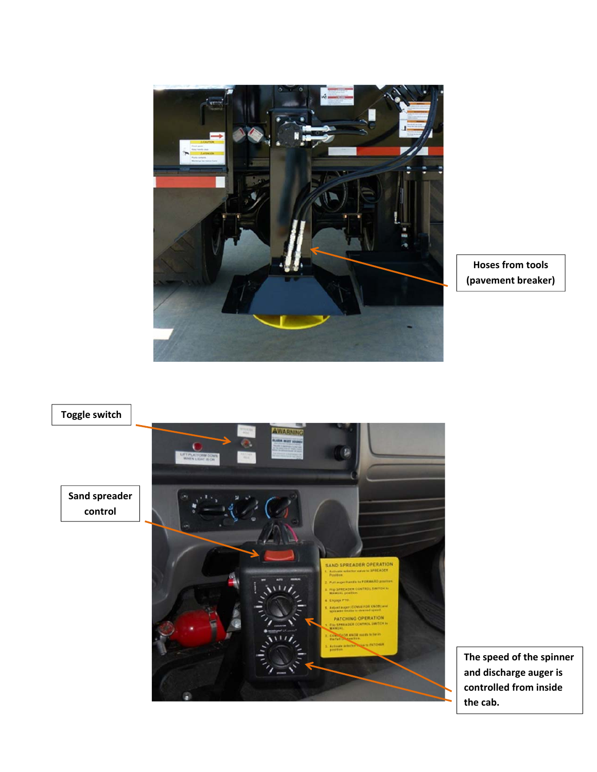Hoses from tools (pavement breaker)

Toggle switch

Sand spreader control

The speed of the spinner and discharge auger is controlled from inside the cab.